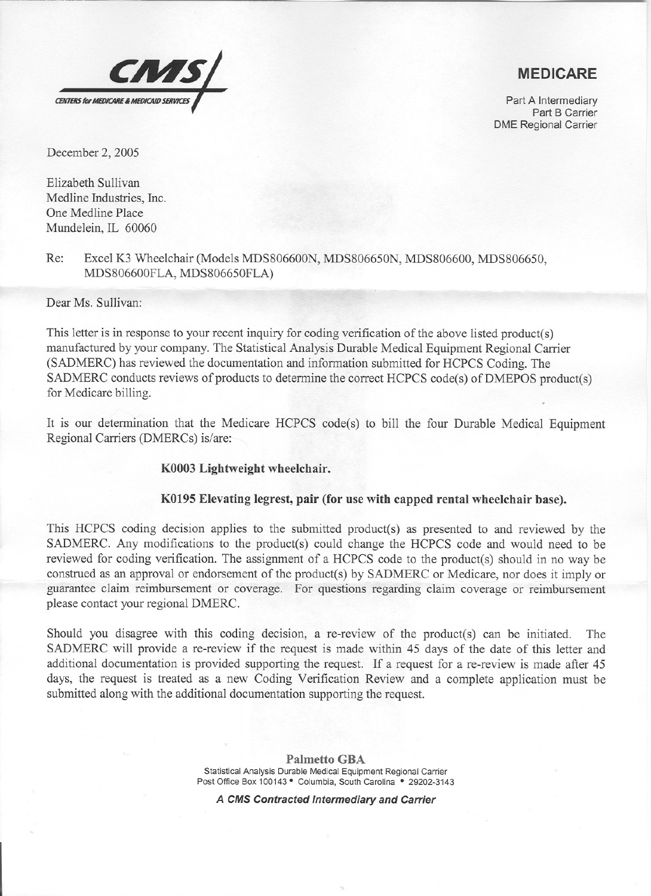**CMS**
CENTERS for MEDICARE & MEDICAID SERVICES

**MEDICARE**

Part A Intermediary
Part B Carrier
DME Regional Carrier

December 2, 2005

Elizabeth Sullivan
Medline Industries, Inc.
One Medline Place
Mundelein, IL 60060

Re: Excel K3 Wheelchair (Models MDS806600N, MDS806650N, MDS806600, MDS806650, MDS806600FLA, MDS806650FLA)

Dear Ms. Sullivan:

This letter is in response to your recent inquiry for coding verification of the above listed product(s) manufactured by your company. The Statistical Analysis Durable Medical Equipment Regional Carrier (SADMERC) has reviewed the documentation and information submitted for HCPCS Coding. The SADMERC conducts reviews of products to determine the correct HCPCS code(s) of DMEPOS product(s) for Medicare billing.

It is our determination that the Medicare HCPCS code(s) to bill the four Durable Medical Equipment Regional Carriers (DMERCs) is/are:

**K0003 Lightweight wheelchair.**

**K0195 Elevating legrest, pair (for use with capped rental wheelchair base).**

This HCPCS coding decision applies to the submitted product(s) as presented to and reviewed by the SADMERC. Any modifications to the product(s) could change the HCPCS code and would need to be reviewed for coding verification. The assignment of a HCPCS code to the product(s) should in no way be construed as an approval or endorsement of the product(s) by SADMERC or Medicare, nor does it imply or guarantee claim reimbursement or coverage. For questions regarding claim coverage or reimbursement please contact your regional DMERC.

Should you disagree with this coding decision, a re-review of the product(s) can be initiated. The SADMERC will provide a re-review if the request is made within 45 days of the date of this letter and additional documentation is provided supporting the request. If a request for a re-review is made after 45 days, the request is treated as a new Coding Verification Review and a complete application must be submitted along with the additional documentation supporting the request.

**Palmetto GBA**
Statistical Analysis Durable Medical Equipment Regional Carrier
Post Office Box 100143 • Columbia, South Carolina • 29202-3143

***A CMS Contracted Intermediary and Carrier***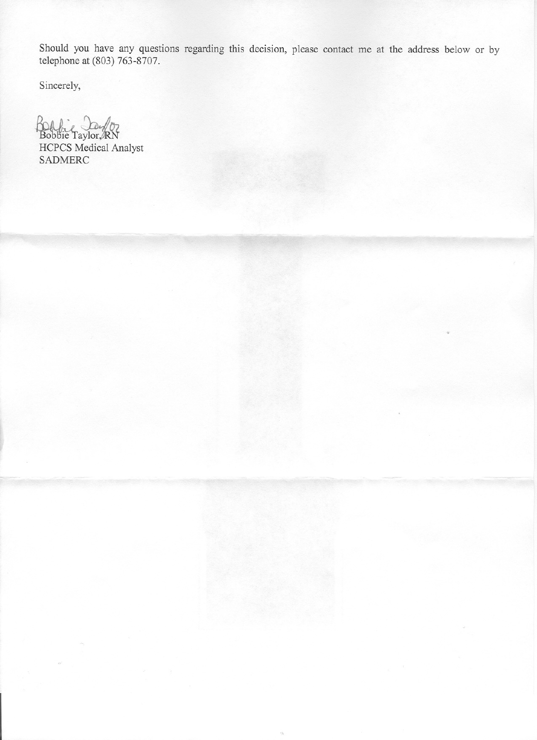Should you have any questions regarding this decision, please contact me at the address below or by telephone at (803) 763-8707.

Sincerely,

Bobbie Taylor, RN
HCPCS Medical Analyst
SADMERC